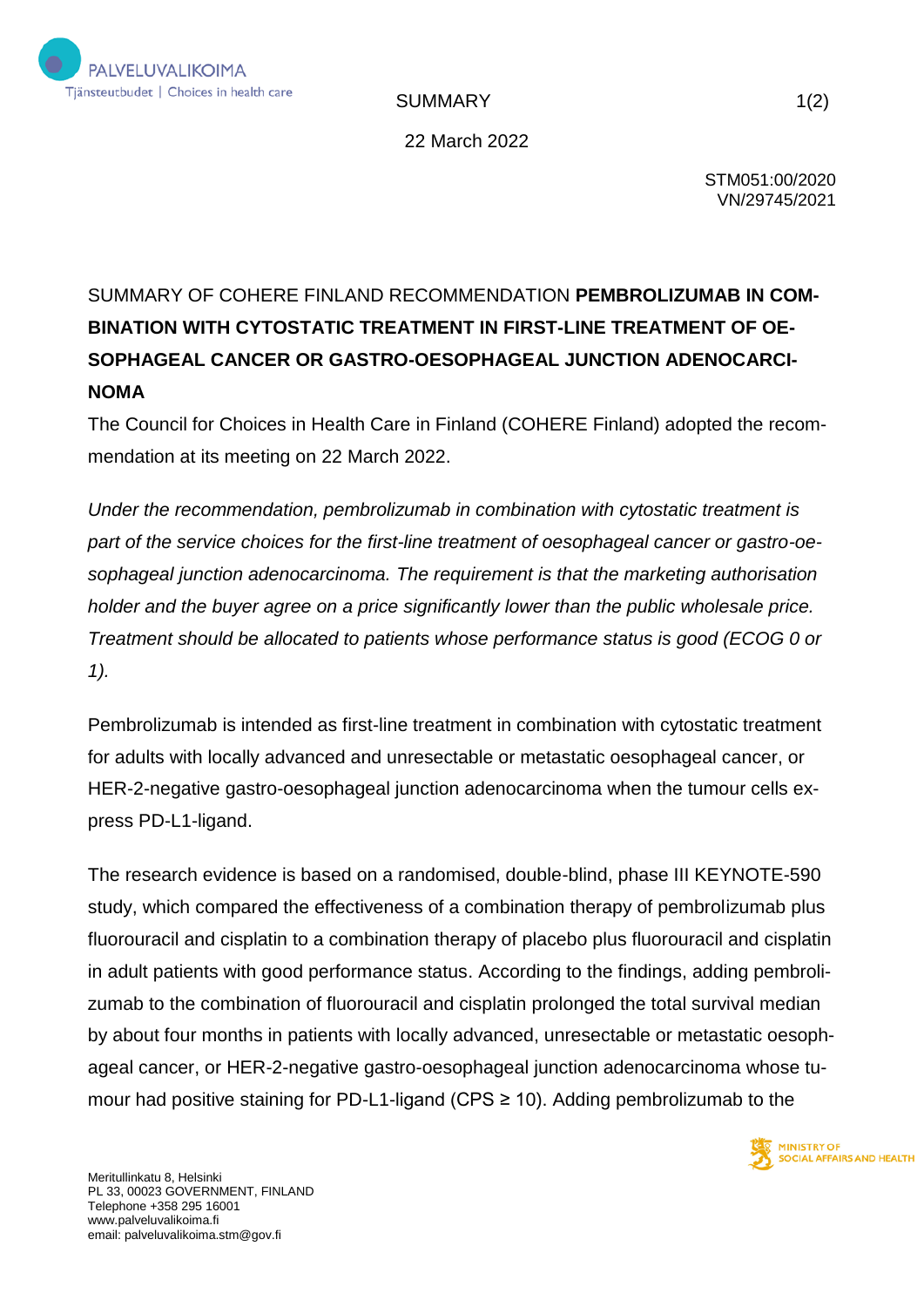SUMMARY

22 March 2022

STM051:00/2020
VN/29745/2021

# SUMMARY OF COHERE FINLAND RECOMMENDATION **PEMBROLIZUMAB IN COMBINATION WITH CYTOSTATIC TREATMENT IN FIRST-LINE TREATMENT OF OESOPHAGEAL CANCER OR GASTRO-OESOPHAGEAL JUNCTION ADENOCARCINOMA**

The Council for Choices in Health Care in Finland (COHERE Finland) adopted the recommendation at its meeting on 22 March 2022.

*Under the recommendation, pembrolizumab in combination with cytostatic treatment is part of the service choices for the first-line treatment of oesophageal cancer or gastro-oesophageal junction adenocarcinoma. The requirement is that the marketing authorisation holder and the buyer agree on a price significantly lower than the public wholesale price. Treatment should be allocated to patients whose performance status is good (ECOG 0 or 1).*

Pembrolizumab is intended as first-line treatment in combination with cytostatic treatment for adults with locally advanced and unresectable or metastatic oesophageal cancer, or HER-2-negative gastro-oesophageal junction adenocarcinoma when the tumour cells express PD-L1-ligand.

The research evidence is based on a randomised, double-blind, phase III KEYNOTE-590 study, which compared the effectiveness of a combination therapy of pembrolizumab plus fluorouracil and cisplatin to a combination therapy of placebo plus fluorouracil and cisplatin in adult patients with good performance status. According to the findings, adding pembrolizumab to the combination of fluorouracil and cisplatin prolonged the total survival median by about four months in patients with locally advanced, unresectable or metastatic oesophageal cancer, or HER-2-negative gastro-oesophageal junction adenocarcinoma whose tumour had positive staining for PD-L1-ligand (CPS ≥ 10). Adding pembrolizumab to the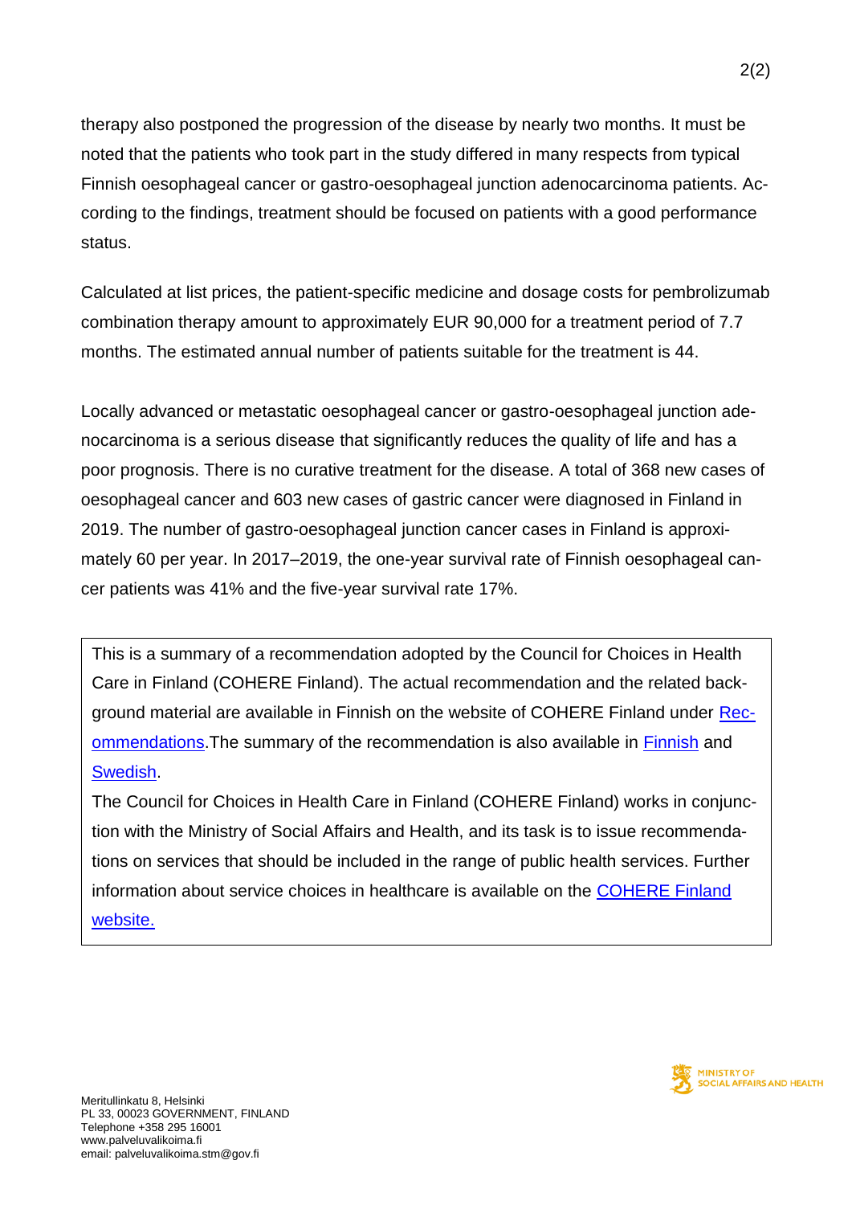therapy also postponed the progression of the disease by nearly two months. It must be noted that the patients who took part in the study differed in many respects from typical Finnish oesophageal cancer or gastro-oesophageal junction adenocarcinoma patients. According to the findings, treatment should be focused on patients with a good performance status.

Calculated at list prices, the patient-specific medicine and dosage costs for pembrolizumab combination therapy amount to approximately EUR 90,000 for a treatment period of 7.7 months. The estimated annual number of patients suitable for the treatment is 44.

Locally advanced or metastatic oesophageal cancer or gastro-oesophageal junction adenocarcinoma is a serious disease that significantly reduces the quality of life and has a poor prognosis. There is no curative treatment for the disease. A total of 368 new cases of oesophageal cancer and 603 new cases of gastric cancer were diagnosed in Finland in 2019. The number of gastro-oesophageal junction cancer cases in Finland is approximately 60 per year. In 2017–2019, the one-year survival rate of Finnish oesophageal cancer patients was 41% and the five-year survival rate 17%.

> This is a summary of a recommendation adopted by the Council for Choices in Health Care in Finland (COHERE Finland). The actual recommendation and the related background material are available in Finnish on the website of COHERE Finland under Recommendations.The summary of the recommendation is also available in Finnish and Swedish.
>
> The Council for Choices in Health Care in Finland (COHERE Finland) works in conjunction with the Ministry of Social Affairs and Health, and its task is to issue recommendations on services that should be included in the range of public health services. Further information about service choices in healthcare is available on the COHERE Finland website.

Meritullinkatu 8, Helsinki
PL 33, 00023 GOVERNMENT, FINLAND
Telephone +358 295 16001
www.palveluvalikoima.fi
email: palveluvalikoima.stm@gov.fi

MINISTRY OF SOCIAL AFFAIRS AND HEALTH